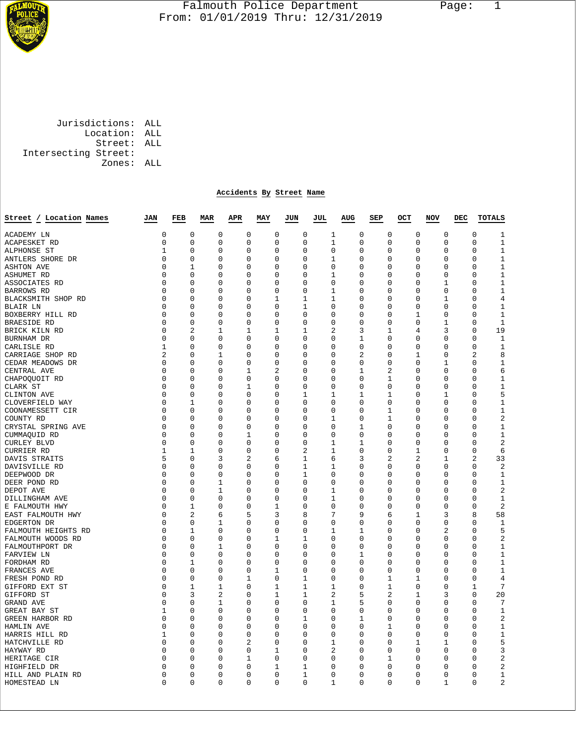# Falmouth Police Department

From: 01/01/2019 Thru: 12/31/2019

Jurisdictions: ALL
Location: ALL
Street: ALL
Intersecting Street:
Zones: ALL

## Accidents By Street Name

| Street / Location Names | JAN | FEB | MAR | APR | MAY | JUN | JUL | AUG | SEP | OCT | NOV | DEC | TOTALS |
|---|---|---|---|---|---|---|---|---|---|---|---|---|---|
| ACADEMY LN | 0 | 0 | 0 | 0 | 0 | 0 | 1 | 0 | 0 | 0 | 0 | 0 | 1 |
| ACAPESKET RD | 0 | 0 | 0 | 0 | 0 | 0 | 1 | 0 | 0 | 0 | 0 | 0 | 1 |
| ALPHONSE ST | 1 | 0 | 0 | 0 | 0 | 0 | 0 | 0 | 0 | 0 | 0 | 0 | 1 |
| ANTLERS SHORE DR | 0 | 0 | 0 | 0 | 0 | 0 | 1 | 0 | 0 | 0 | 0 | 0 | 1 |
| ASHTON AVE | 0 | 1 | 0 | 0 | 0 | 0 | 0 | 0 | 0 | 0 | 0 | 0 | 1 |
| ASHUMET RD | 0 | 0 | 0 | 0 | 0 | 0 | 1 | 0 | 0 | 0 | 0 | 0 | 1 |
| ASSOCIATES RD | 0 | 0 | 0 | 0 | 0 | 0 | 0 | 0 | 0 | 0 | 1 | 0 | 1 |
| BARROWS RD | 0 | 0 | 0 | 0 | 0 | 0 | 1 | 0 | 0 | 0 | 0 | 0 | 1 |
| BLACKSMITH SHOP RD | 0 | 0 | 0 | 0 | 1 | 1 | 1 | 0 | 0 | 0 | 1 | 0 | 4 |
| BLAIR LN | 0 | 0 | 0 | 0 | 0 | 1 | 0 | 0 | 0 | 0 | 0 | 0 | 1 |
| BOXBERRY HILL RD | 0 | 0 | 0 | 0 | 0 | 0 | 0 | 0 | 0 | 1 | 0 | 0 | 1 |
| BRAESIDE RD | 0 | 0 | 0 | 0 | 0 | 0 | 0 | 0 | 0 | 0 | 1 | 0 | 1 |
| BRICK KILN RD | 0 | 2 | 1 | 1 | 1 | 1 | 2 | 3 | 1 | 4 | 3 | 0 | 19 |
| BURNHAM DR | 0 | 0 | 0 | 0 | 0 | 0 | 0 | 1 | 0 | 0 | 0 | 0 | 1 |
| CARLISLE RD | 1 | 0 | 0 | 0 | 0 | 0 | 0 | 0 | 0 | 0 | 0 | 0 | 1 |
| CARRIAGE SHOP RD | 2 | 0 | 1 | 0 | 0 | 0 | 0 | 2 | 0 | 1 | 0 | 2 | 8 |
| CEDAR MEADOWS DR | 0 | 0 | 0 | 0 | 0 | 0 | 0 | 0 | 0 | 0 | 1 | 0 | 1 |
| CENTRAL AVE | 0 | 0 | 0 | 1 | 2 | 0 | 0 | 1 | 2 | 0 | 0 | 0 | 6 |
| CHAPOQUOIT RD | 0 | 0 | 0 | 0 | 0 | 0 | 0 | 0 | 1 | 0 | 0 | 0 | 1 |
| CLARK ST | 0 | 0 | 0 | 1 | 0 | 0 | 0 | 0 | 0 | 0 | 0 | 0 | 1 |
| CLINTON AVE | 0 | 0 | 0 | 0 | 0 | 1 | 1 | 1 | 1 | 0 | 1 | 0 | 5 |
| CLOVERFIELD WAY | 0 | 1 | 0 | 0 | 0 | 0 | 0 | 0 | 0 | 0 | 0 | 0 | 1 |
| COONAMESSETT CIR | 0 | 0 | 0 | 0 | 0 | 0 | 0 | 0 | 1 | 0 | 0 | 0 | 1 |
| COUNTY RD | 0 | 0 | 0 | 0 | 0 | 0 | 1 | 0 | 1 | 0 | 0 | 0 | 2 |
| CRYSTAL SPRING AVE | 0 | 0 | 0 | 0 | 0 | 0 | 0 | 1 | 0 | 0 | 0 | 0 | 1 |
| CUMMAQUID RD | 0 | 0 | 0 | 1 | 0 | 0 | 0 | 0 | 0 | 0 | 0 | 0 | 1 |
| CURLEY BLVD | 0 | 0 | 0 | 0 | 0 | 0 | 1 | 1 | 0 | 0 | 0 | 0 | 2 |
| CURRIER RD | 1 | 1 | 0 | 0 | 0 | 2 | 1 | 0 | 0 | 1 | 0 | 0 | 6 |
| DAVIS STRAITS | 5 | 0 | 3 | 2 | 6 | 1 | 6 | 3 | 2 | 2 | 1 | 2 | 33 |
| DAVISVILLE RD | 0 | 0 | 0 | 0 | 0 | 1 | 1 | 0 | 0 | 0 | 0 | 0 | 2 |
| DEEPWOOD DR | 0 | 0 | 0 | 0 | 0 | 1 | 0 | 0 | 0 | 0 | 0 | 0 | 1 |
| DEER POND RD | 0 | 0 | 1 | 0 | 0 | 0 | 0 | 0 | 0 | 0 | 0 | 0 | 1 |
| DEPOT AVE | 0 | 0 | 1 | 0 | 0 | 0 | 1 | 0 | 0 | 0 | 0 | 0 | 2 |
| DILLINGHAM AVE | 0 | 0 | 0 | 0 | 0 | 0 | 1 | 0 | 0 | 0 | 0 | 0 | 1 |
| E FALMOUTH HWY | 0 | 1 | 0 | 0 | 1 | 0 | 0 | 0 | 0 | 0 | 0 | 0 | 2 |
| EAST FALMOUTH HWY | 0 | 2 | 6 | 5 | 3 | 8 | 7 | 9 | 6 | 1 | 3 | 8 | 58 |
| EDGERTON DR | 0 | 0 | 1 | 0 | 0 | 0 | 0 | 0 | 0 | 0 | 0 | 0 | 1 |
| FALMOUTH HEIGHTS RD | 0 | 1 | 0 | 0 | 0 | 0 | 1 | 1 | 0 | 0 | 2 | 0 | 5 |
| FALMOUTH WOODS RD | 0 | 0 | 0 | 0 | 1 | 1 | 0 | 0 | 0 | 0 | 0 | 0 | 2 |
| FALMOUTHPORT DR | 0 | 0 | 1 | 0 | 0 | 0 | 0 | 0 | 0 | 0 | 0 | 0 | 1 |
| FARVIEW LN | 0 | 0 | 0 | 0 | 0 | 0 | 0 | 1 | 0 | 0 | 0 | 0 | 1 |
| FORDHAM RD | 0 | 1 | 0 | 0 | 0 | 0 | 0 | 0 | 0 | 0 | 0 | 0 | 1 |
| FRANCES AVE | 0 | 0 | 0 | 0 | 1 | 0 | 0 | 0 | 0 | 0 | 0 | 0 | 1 |
| FRESH POND RD | 0 | 0 | 0 | 1 | 0 | 1 | 0 | 0 | 1 | 1 | 0 | 0 | 4 |
| GIFFORD EXT ST | 0 | 1 | 1 | 0 | 1 | 1 | 1 | 0 | 1 | 0 | 0 | 1 | 7 |
| GIFFORD ST | 0 | 3 | 2 | 0 | 1 | 1 | 2 | 5 | 2 | 1 | 3 | 0 | 20 |
| GRAND AVE | 0 | 0 | 1 | 0 | 0 | 0 | 1 | 5 | 0 | 0 | 0 | 0 | 7 |
| GREAT BAY ST | 1 | 0 | 0 | 0 | 0 | 0 | 0 | 0 | 0 | 0 | 0 | 0 | 1 |
| GREEN HARBOR RD | 0 | 0 | 0 | 0 | 0 | 1 | 0 | 1 | 0 | 0 | 0 | 0 | 2 |
| HAMLIN AVE | 0 | 0 | 0 | 0 | 0 | 0 | 0 | 0 | 1 | 0 | 0 | 0 | 1 |
| HARRIS HILL RD | 1 | 0 | 0 | 0 | 0 | 0 | 0 | 0 | 0 | 0 | 0 | 0 | 1 |
| HATCHVILLE RD | 0 | 0 | 0 | 2 | 0 | 0 | 1 | 0 | 0 | 1 | 1 | 0 | 5 |
| HAYWAY RD | 0 | 0 | 0 | 0 | 1 | 0 | 2 | 0 | 0 | 0 | 0 | 0 | 3 |
| HERITAGE CIR | 0 | 0 | 0 | 1 | 0 | 0 | 0 | 0 | 1 | 0 | 0 | 0 | 2 |
| HIGHFIELD DR | 0 | 0 | 0 | 0 | 1 | 1 | 0 | 0 | 0 | 0 | 0 | 0 | 2 |
| HILL AND PLAIN RD | 0 | 0 | 0 | 0 | 0 | 1 | 0 | 0 | 0 | 0 | 0 | 0 | 1 |
| HOMESTEAD LN | 0 | 0 | 0 | 0 | 0 | 0 | 1 | 0 | 0 | 0 | 1 | 0 | 2 |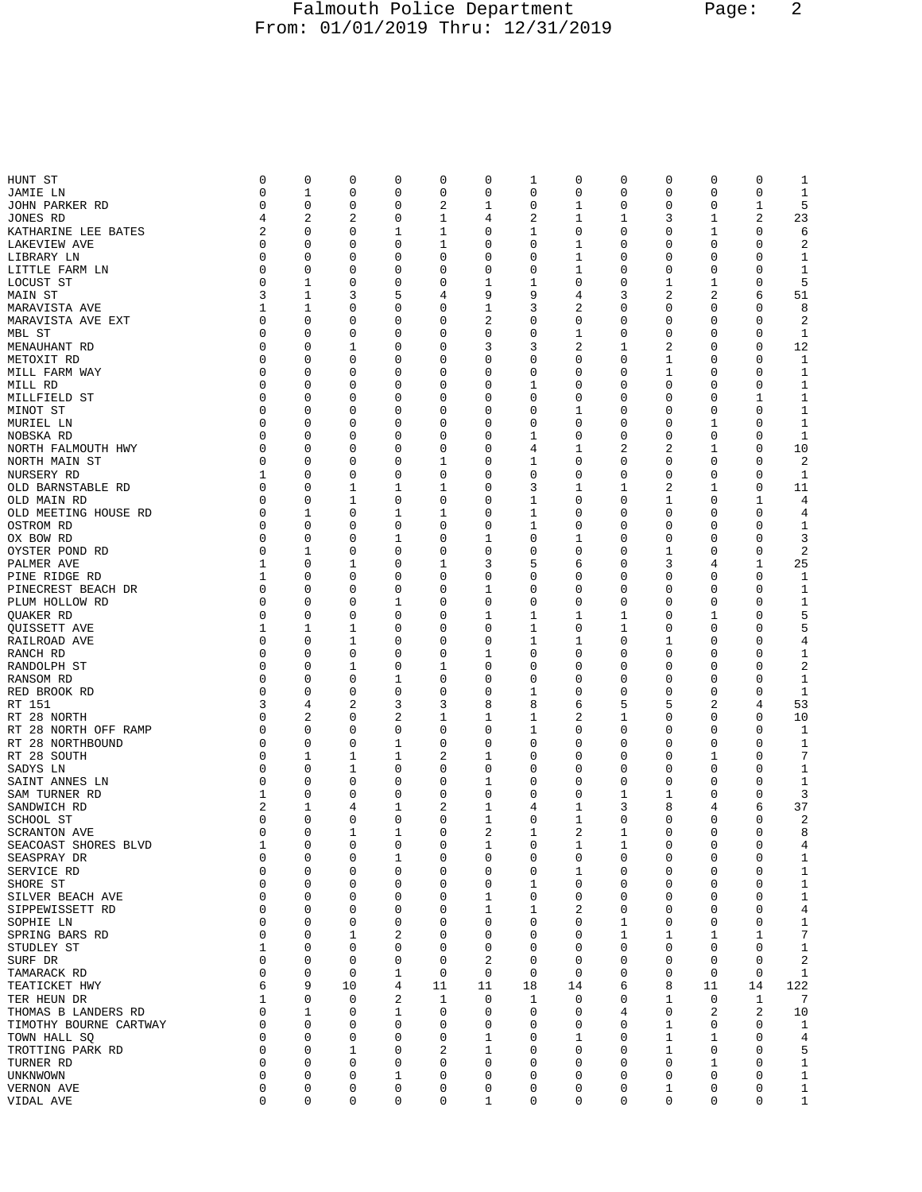| | | | | | | | | | | | | | |
|---|---|---|---|---|---|---|---|---|---|---|---|---|---|
| HUNT ST | 0 | 0 | 0 | 0 | 0 | 0 | 1 | 0 | 0 | 0 | 0 | 0 | 1 |
| JAMIE LN | 0 | 1 | 0 | 0 | 0 | 0 | 0 | 0 | 0 | 0 | 0 | 0 | 1 |
| JOHN PARKER RD | 0 | 0 | 0 | 0 | 2 | 1 | 0 | 1 | 0 | 0 | 0 | 1 | 5 |
| JONES RD | 4 | 2 | 2 | 0 | 1 | 4 | 2 | 1 | 1 | 3 | 1 | 2 | 23 |
| KATHARINE LEE BATES | 2 | 0 | 0 | 1 | 1 | 0 | 1 | 0 | 0 | 0 | 1 | 0 | 6 |
| LAKEVIEW AVE | 0 | 0 | 0 | 0 | 1 | 0 | 0 | 1 | 0 | 0 | 0 | 0 | 2 |
| LIBRARY LN | 0 | 0 | 0 | 0 | 0 | 0 | 0 | 1 | 0 | 0 | 0 | 0 | 1 |
| LITTLE FARM LN | 0 | 0 | 0 | 0 | 0 | 0 | 0 | 1 | 0 | 0 | 0 | 0 | 1 |
| LOCUST ST | 0 | 1 | 0 | 0 | 0 | 1 | 1 | 0 | 0 | 1 | 1 | 0 | 5 |
| MAIN ST | 3 | 1 | 3 | 5 | 4 | 9 | 9 | 4 | 3 | 2 | 2 | 6 | 51 |
| MARAVISTA AVE | 1 | 1 | 0 | 0 | 0 | 1 | 3 | 2 | 0 | 0 | 0 | 0 | 8 |
| MARAVISTA AVE EXT | 0 | 0 | 0 | 0 | 0 | 2 | 0 | 0 | 0 | 0 | 0 | 0 | 2 |
| MBL ST | 0 | 0 | 0 | 0 | 0 | 0 | 0 | 1 | 0 | 0 | 0 | 0 | 1 |
| MENAUHANT RD | 0 | 0 | 1 | 0 | 0 | 3 | 3 | 2 | 1 | 2 | 0 | 0 | 12 |
| METOXIT RD | 0 | 0 | 0 | 0 | 0 | 0 | 0 | 0 | 0 | 1 | 0 | 0 | 1 |
| MILL FARM WAY | 0 | 0 | 0 | 0 | 0 | 0 | 0 | 0 | 0 | 1 | 0 | 0 | 1 |
| MILL RD | 0 | 0 | 0 | 0 | 0 | 0 | 1 | 0 | 0 | 0 | 0 | 0 | 1 |
| MILLFIELD ST | 0 | 0 | 0 | 0 | 0 | 0 | 0 | 0 | 0 | 0 | 0 | 1 | 1 |
| MINOT ST | 0 | 0 | 0 | 0 | 0 | 0 | 0 | 1 | 0 | 0 | 0 | 0 | 1 |
| MURIEL LN | 0 | 0 | 0 | 0 | 0 | 0 | 0 | 0 | 0 | 0 | 1 | 0 | 1 |
| NOBSKA RD | 0 | 0 | 0 | 0 | 0 | 0 | 1 | 0 | 0 | 0 | 0 | 0 | 1 |
| NORTH FALMOUTH HWY | 0 | 0 | 0 | 0 | 0 | 0 | 4 | 1 | 2 | 2 | 1 | 0 | 10 |
| NORTH MAIN ST | 0 | 0 | 0 | 0 | 1 | 0 | 1 | 0 | 0 | 0 | 0 | 0 | 2 |
| NURSERY RD | 1 | 0 | 0 | 0 | 0 | 0 | 0 | 0 | 0 | 0 | 0 | 0 | 1 |
| OLD BARNSTABLE RD | 0 | 0 | 1 | 1 | 1 | 0 | 3 | 1 | 1 | 2 | 1 | 0 | 11 |
| OLD MAIN RD | 0 | 0 | 1 | 0 | 0 | 0 | 1 | 0 | 0 | 1 | 0 | 1 | 4 |
| OLD MEETING HOUSE RD | 0 | 1 | 0 | 1 | 1 | 0 | 1 | 0 | 0 | 0 | 0 | 0 | 4 |
| OSTROM RD | 0 | 0 | 0 | 0 | 0 | 0 | 1 | 0 | 0 | 0 | 0 | 0 | 1 |
| OX BOW RD | 0 | 0 | 0 | 1 | 0 | 1 | 0 | 1 | 0 | 0 | 0 | 0 | 3 |
| OYSTER POND RD | 0 | 1 | 0 | 0 | 0 | 0 | 0 | 0 | 0 | 1 | 0 | 0 | 2 |
| PALMER AVE | 1 | 0 | 1 | 0 | 1 | 3 | 5 | 6 | 0 | 3 | 4 | 1 | 25 |
| PINE RIDGE RD | 1 | 0 | 0 | 0 | 0 | 0 | 0 | 0 | 0 | 0 | 0 | 0 | 1 |
| PINECREST BEACH DR | 0 | 0 | 0 | 0 | 0 | 1 | 0 | 0 | 0 | 0 | 0 | 0 | 1 |
| PLUM HOLLOW RD | 0 | 0 | 0 | 1 | 0 | 0 | 0 | 0 | 0 | 0 | 0 | 0 | 1 |
| QUAKER RD | 0 | 0 | 0 | 0 | 0 | 1 | 1 | 1 | 1 | 0 | 1 | 0 | 5 |
| QUISSETT AVE | 1 | 1 | 1 | 0 | 0 | 0 | 1 | 0 | 1 | 0 | 0 | 0 | 5 |
| RAILROAD AVE | 0 | 0 | 1 | 0 | 0 | 0 | 1 | 1 | 0 | 1 | 0 | 0 | 4 |
| RANCH RD | 0 | 0 | 0 | 0 | 0 | 1 | 0 | 0 | 0 | 0 | 0 | 0 | 1 |
| RANDOLPH ST | 0 | 0 | 1 | 0 | 1 | 0 | 0 | 0 | 0 | 0 | 0 | 0 | 2 |
| RANSOM RD | 0 | 0 | 0 | 1 | 0 | 0 | 0 | 0 | 0 | 0 | 0 | 0 | 1 |
| RED BROOK RD | 0 | 0 | 0 | 0 | 0 | 0 | 1 | 0 | 0 | 0 | 0 | 0 | 1 |
| RT 151 | 3 | 4 | 2 | 3 | 3 | 8 | 8 | 6 | 5 | 5 | 2 | 4 | 53 |
| RT 28 NORTH | 0 | 2 | 0 | 2 | 1 | 1 | 1 | 2 | 1 | 0 | 0 | 0 | 10 |
| RT 28 NORTH OFF RAMP | 0 | 0 | 0 | 0 | 0 | 0 | 1 | 0 | 0 | 0 | 0 | 0 | 1 |
| RT 28 NORTHBOUND | 0 | 0 | 0 | 1 | 0 | 0 | 0 | 0 | 0 | 0 | 0 | 0 | 1 |
| RT 28 SOUTH | 0 | 1 | 1 | 1 | 2 | 1 | 0 | 0 | 0 | 0 | 1 | 0 | 7 |
| SADYS LN | 0 | 0 | 1 | 0 | 0 | 0 | 0 | 0 | 0 | 0 | 0 | 0 | 1 |
| SAINT ANNES LN | 0 | 0 | 0 | 0 | 0 | 1 | 0 | 0 | 0 | 0 | 0 | 0 | 1 |
| SAM TURNER RD | 1 | 0 | 0 | 0 | 0 | 0 | 0 | 0 | 1 | 1 | 0 | 0 | 3 |
| SANDWICH RD | 2 | 1 | 4 | 1 | 2 | 1 | 4 | 1 | 3 | 8 | 4 | 6 | 37 |
| SCHOOL ST | 0 | 0 | 0 | 0 | 0 | 1 | 0 | 1 | 0 | 0 | 0 | 0 | 2 |
| SCRANTON AVE | 0 | 0 | 1 | 1 | 0 | 2 | 1 | 2 | 1 | 0 | 0 | 0 | 8 |
| SEACOAST SHORES BLVD | 1 | 0 | 0 | 0 | 0 | 1 | 0 | 1 | 1 | 0 | 0 | 0 | 4 |
| SEASPRAY DR | 0 | 0 | 0 | 1 | 0 | 0 | 0 | 0 | 0 | 0 | 0 | 0 | 1 |
| SERVICE RD | 0 | 0 | 0 | 0 | 0 | 0 | 0 | 1 | 0 | 0 | 0 | 0 | 1 |
| SHORE ST | 0 | 0 | 0 | 0 | 0 | 0 | 1 | 0 | 0 | 0 | 0 | 0 | 1 |
| SILVER BEACH AVE | 0 | 0 | 0 | 0 | 0 | 1 | 0 | 0 | 0 | 0 | 0 | 0 | 1 |
| SIPPEWISSETT RD | 0 | 0 | 0 | 0 | 0 | 1 | 1 | 2 | 0 | 0 | 0 | 0 | 4 |
| SOPHIE LN | 0 | 0 | 0 | 0 | 0 | 0 | 0 | 0 | 1 | 0 | 0 | 0 | 1 |
| SPRING BARS RD | 0 | 0 | 1 | 2 | 0 | 0 | 0 | 0 | 1 | 1 | 1 | 1 | 7 |
| STUDLEY ST | 1 | 0 | 0 | 0 | 0 | 0 | 0 | 0 | 0 | 0 | 0 | 0 | 1 |
| SURF DR | 0 | 0 | 0 | 0 | 0 | 2 | 0 | 0 | 0 | 0 | 0 | 0 | 2 |
| TAMARACK RD | 0 | 0 | 0 | 1 | 0 | 0 | 0 | 0 | 0 | 0 | 0 | 0 | 1 |
| TEATICKET HWY | 6 | 9 | 10 | 4 | 11 | 11 | 18 | 14 | 6 | 8 | 11 | 14 | 122 |
| TER HEUN DR | 1 | 0 | 0 | 2 | 1 | 0 | 1 | 0 | 0 | 1 | 0 | 1 | 7 |
| THOMAS B LANDERS RD | 0 | 1 | 0 | 1 | 0 | 0 | 0 | 0 | 4 | 0 | 2 | 2 | 10 |
| TIMOTHY BOURNE CARTWAY | 0 | 0 | 0 | 0 | 0 | 0 | 0 | 0 | 0 | 1 | 0 | 0 | 1 |
| TOWN HALL SQ | 0 | 0 | 0 | 0 | 0 | 1 | 0 | 1 | 0 | 1 | 1 | 0 | 4 |
| TROTTING PARK RD | 0 | 0 | 1 | 0 | 2 | 1 | 0 | 0 | 0 | 1 | 0 | 0 | 5 |
| TURNER RD | 0 | 0 | 0 | 0 | 0 | 0 | 0 | 0 | 0 | 0 | 1 | 0 | 1 |
| UNKNWOWN | 0 | 0 | 0 | 1 | 0 | 0 | 0 | 0 | 0 | 0 | 0 | 0 | 1 |
| VERNON AVE | 0 | 0 | 0 | 0 | 0 | 0 | 0 | 0 | 0 | 1 | 0 | 0 | 1 |
| VIDAL AVE | 0 | 0 | 0 | 0 | 0 | 1 | 0 | 0 | 0 | 0 | 0 | 0 | 1 |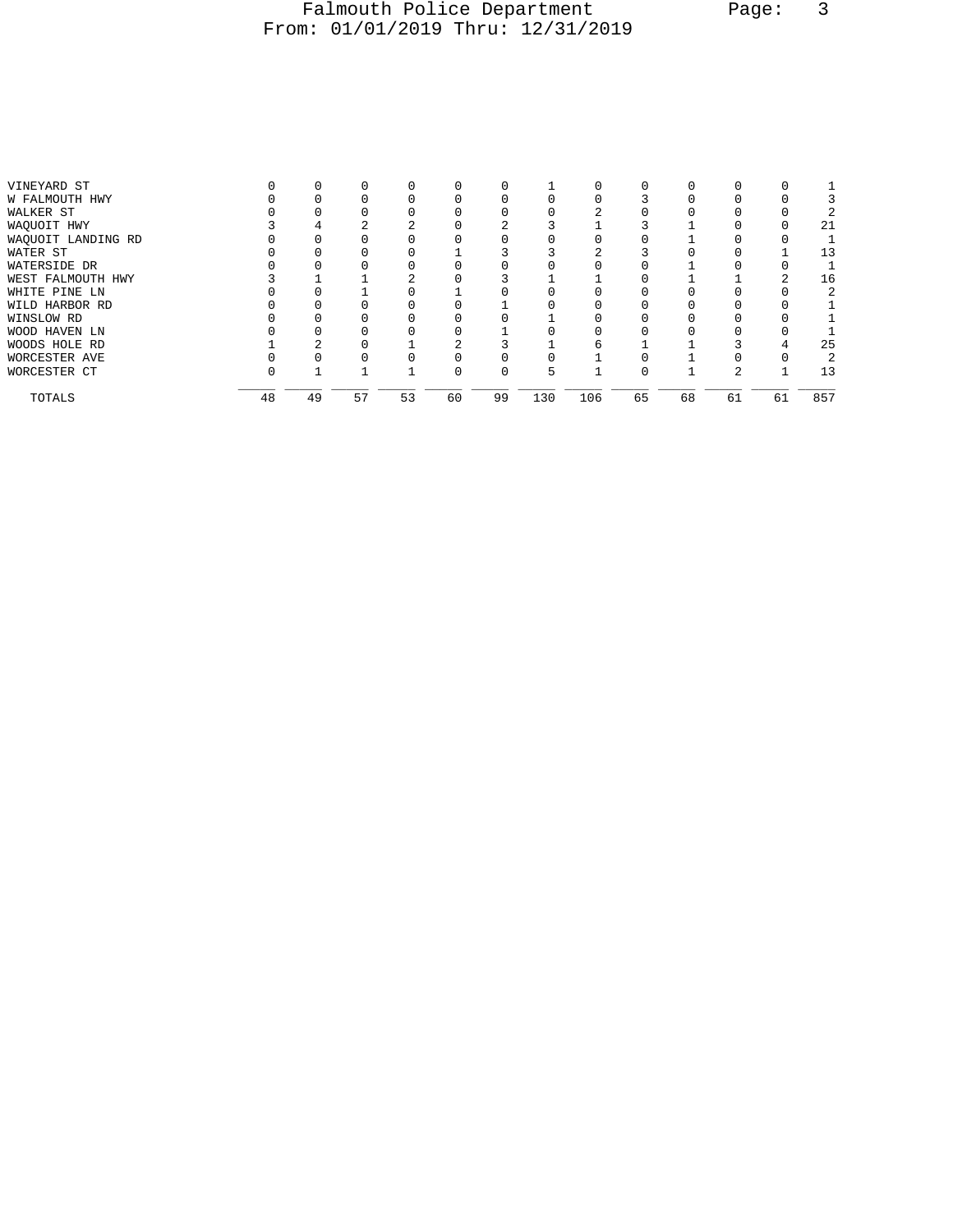| | | | | | | | | | | | | | |
|---|---|---|---|---|---|---|---|---|---|---|---|---|---|
| VINEYARD ST | 0 | 0 | 0 | 0 | 0 | 0 | 1 | 0 | 0 | 0 | 0 | 0 | 1 |
| W FALMOUTH HWY | 0 | 0 | 0 | 0 | 0 | 0 | 0 | 0 | 3 | 0 | 0 | 0 | 3 |
| WALKER ST | 0 | 0 | 0 | 0 | 0 | 0 | 0 | 2 | 0 | 0 | 0 | 0 | 2 |
| WAQUOIT HWY | 3 | 4 | 2 | 2 | 0 | 2 | 3 | 1 | 3 | 1 | 0 | 0 | 21 |
| WAQUOIT LANDING RD | 0 | 0 | 0 | 0 | 0 | 0 | 0 | 0 | 0 | 1 | 0 | 0 | 1 |
| WATER ST | 0 | 0 | 0 | 0 | 1 | 3 | 3 | 2 | 3 | 0 | 0 | 1 | 13 |
| WATERSIDE DR | 0 | 0 | 0 | 0 | 0 | 0 | 0 | 0 | 0 | 1 | 0 | 0 | 1 |
| WEST FALMOUTH HWY | 3 | 1 | 1 | 2 | 0 | 3 | 1 | 1 | 0 | 1 | 1 | 2 | 16 |
| WHITE PINE LN | 0 | 0 | 1 | 0 | 1 | 0 | 0 | 0 | 0 | 0 | 0 | 0 | 2 |
| WILD HARBOR RD | 0 | 0 | 0 | 0 | 0 | 1 | 0 | 0 | 0 | 0 | 0 | 0 | 1 |
| WINSLOW RD | 0 | 0 | 0 | 0 | 0 | 0 | 1 | 0 | 0 | 0 | 0 | 0 | 1 |
| WOOD HAVEN LN | 0 | 0 | 0 | 0 | 0 | 1 | 0 | 0 | 0 | 0 | 0 | 0 | 1 |
| WOODS HOLE RD | 1 | 2 | 0 | 1 | 2 | 3 | 1 | 6 | 1 | 1 | 3 | 4 | 25 |
| WORCESTER AVE | 0 | 0 | 0 | 0 | 0 | 0 | 0 | 1 | 0 | 1 | 0 | 0 | 2 |
| WORCESTER CT | 0 | 1 | 1 | 1 | 0 | 0 | 5 | 1 | 0 | 1 | 2 | 1 | 13 |
| TOTALS | 48 | 49 | 57 | 53 | 60 | 99 | 130 | 106 | 65 | 68 | 61 | 61 | 857 |